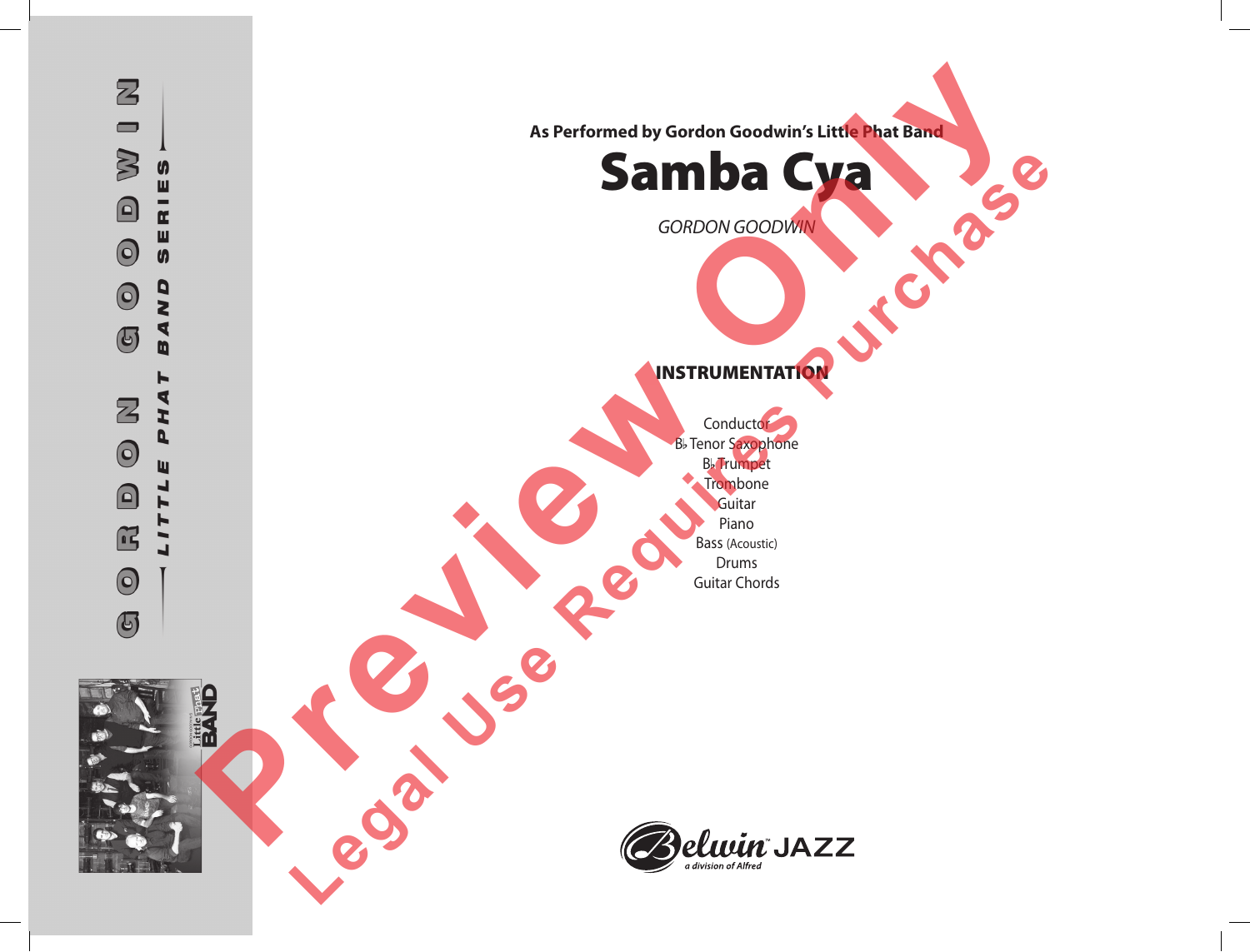As Performed by Gordon Goodwin's Little Phat Band

# Samba Cya

*GORDON GOODWIN*

## INSTRUMENTATION

Conductor
B♭ Tenor Saxophone
B♭ Trumpet
Trombone
Guitar
Piano
Bass (Acoustic)
Drums
Guitar Chords

GORDON GOODWIN — LITTLE PHAT BAND SERIES

Belwin JAZZ
a division of Alfred

Preview Only
Legal Use Requires Purchase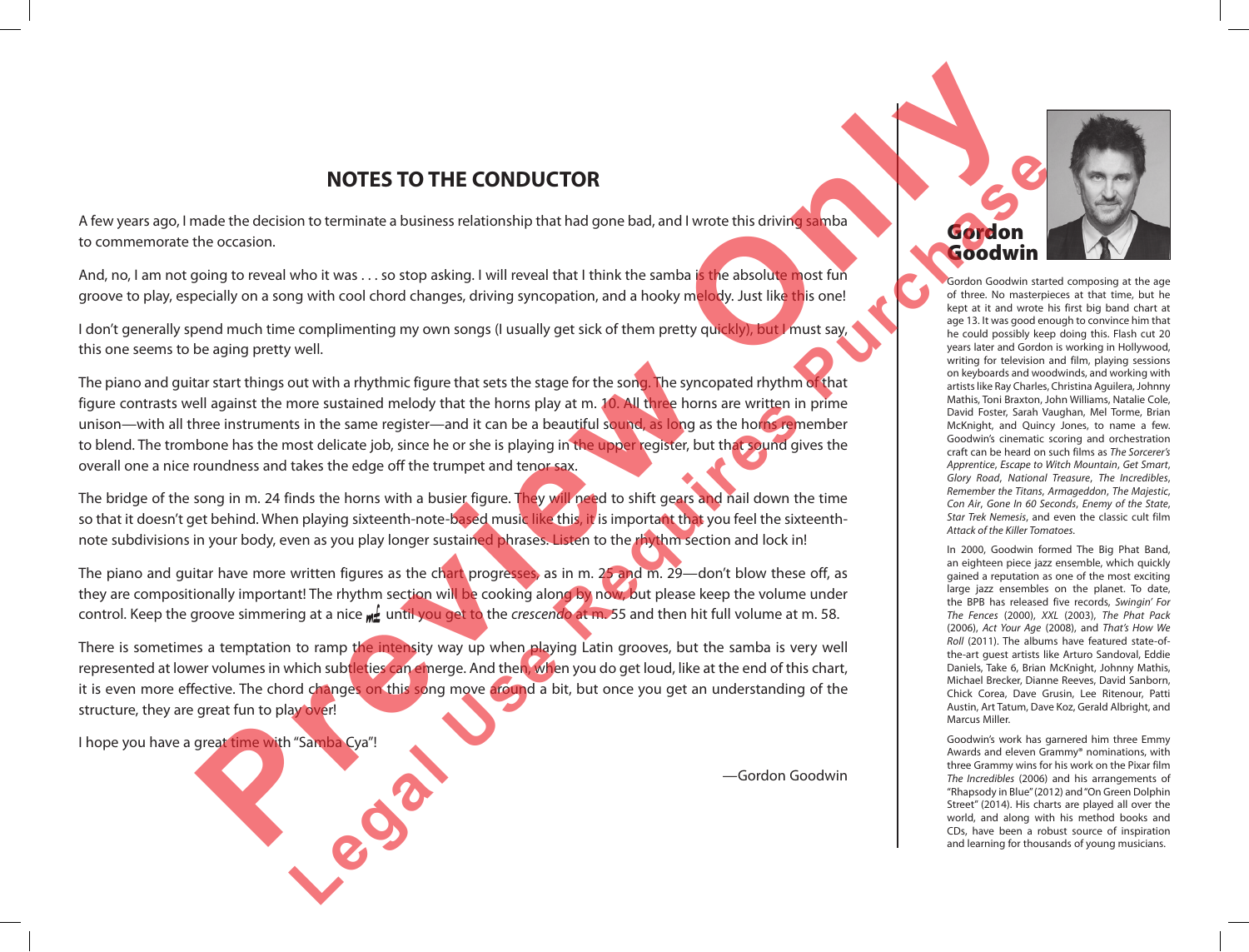# NOTES TO THE CONDUCTOR

A few years ago, I made the decision to terminate a business relationship that had gone bad, and I wrote this driving samba to commemorate the occasion.

And, no, I am not going to reveal who it was . . . so stop asking. I will reveal that I think the samba is the absolute most fun groove to play, especially on a song with cool chord changes, driving syncopation, and a hooky melody. Just like this one!

I don't generally spend much time complimenting my own songs (I usually get sick of them pretty quickly), but I must say, this one seems to be aging pretty well.

The piano and guitar start things out with a rhythmic figure that sets the stage for the song. The syncopated rhythm of that figure contrasts well against the more sustained melody that the horns play at m. 10. All three horns are written in prime unison—with all three instruments in the same register—and it can be a beautiful sound, as long as the horns remember to blend. The trombone has the most delicate job, since he or she is playing in the upper register, but that sound gives the overall one a nice roundness and takes the edge off the trumpet and tenor sax.

The bridge of the song in m. 24 finds the horns with a busier figure. They will need to shift gears and nail down the time so that it doesn't get behind. When playing sixteenth-note-based music like this, it is important that you feel the sixteenth-note subdivisions in your body, even as you play longer sustained phrases. Listen to the rhythm section and lock in!

The piano and guitar have more written figures as the chart progresses, as in m. 25 and m. 29—don't blow these off, as they are compositionally important! The rhythm section will be cooking along by now, but please keep the volume under control. Keep the groove simmering at a nice *mf* until you get to the *crescendo* at m. 55 and then hit full volume at m. 58.

There is sometimes a temptation to ramp the intensity way up when playing Latin grooves, but the samba is very well represented at lower volumes in which subtleties can emerge. And then, when you do get loud, like at the end of this chart, it is even more effective. The chord changes on this song move around a bit, but once you get an understanding of the structure, they are great fun to play over!

I hope you have a great time with "Samba Cya"!

—Gordon Goodwin

## Gordon Goodwin

Gordon Goodwin started composing at the age of three. No masterpieces at that time, but he kept at it and wrote his first big band chart at age 13. It was good enough to convince him that he could possibly keep doing this. Flash cut 20 years later and Gordon is working in Hollywood, writing for television and film, playing sessions on keyboards and woodwinds, and working with artists like Ray Charles, Christina Aguilera, Johnny Mathis, Toni Braxton, John Williams, Natalie Cole, David Foster, Sarah Vaughan, Mel Torme, Brian McKnight, and Quincy Jones, to name a few. Goodwin's cinematic scoring and orchestration craft can be heard on such films as *The Sorcerer's Apprentice*, *Escape to Witch Mountain*, *Get Smart*, *Glory Road*, *National Treasure*, *The Incredibles*, *Remember the Titans*, *Armageddon*, *The Majestic*, *Con Air*, *Gone In 60 Seconds*, *Enemy of the State*, *Star Trek Nemesis*, and even the classic cult film *Attack of the Killer Tomatoes*.

In 2000, Goodwin formed The Big Phat Band, an eighteen piece jazz ensemble, which quickly gained a reputation as one of the most exciting large jazz ensembles on the planet. To date, the BPB has released five records, *Swingin' For The Fences* (2000), *XXL* (2003), *The Phat Pack* (2006), *Act Your Age* (2008), and *That's How We Roll* (2011). The albums have featured state-of-the-art guest artists like Arturo Sandoval, Eddie Daniels, Take 6, Brian McKnight, Johnny Mathis, Michael Brecker, Dianne Reeves, David Sanborn, Chick Corea, Dave Grusin, Lee Ritenour, Patti Austin, Art Tatum, Dave Koz, Gerald Albright, and Marcus Miller.

Goodwin's work has garnered him three Emmy Awards and eleven Grammy® nominations, with three Grammy wins for his work on the Pixar film *The Incredibles* (2006) and his arrangements of "Rhapsody in Blue" (2012) and "On Green Dolphin Street" (2014). His charts are played all over the world, and along with his method books and CDs, have been a robust source of inspiration and learning for thousands of young musicians.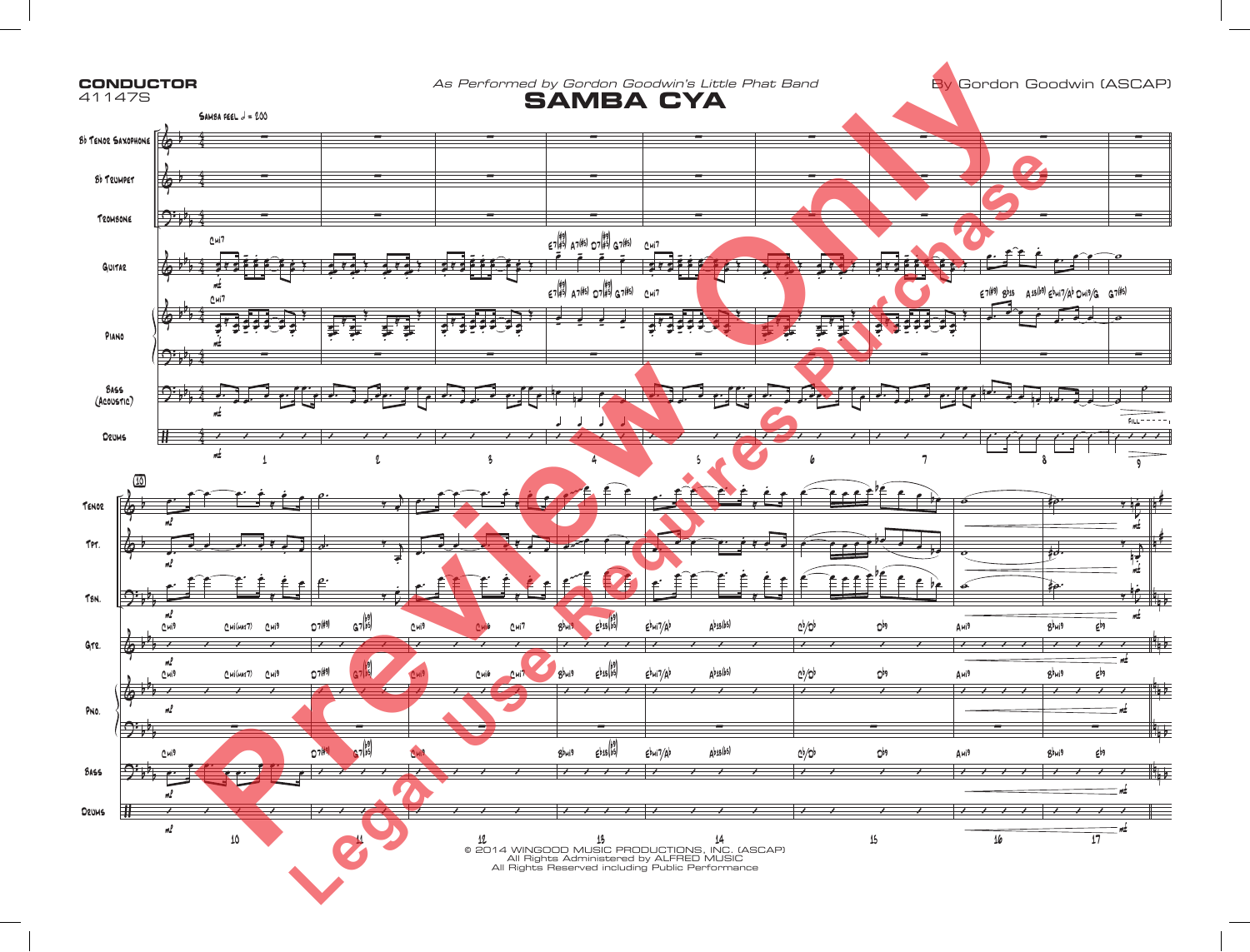**CONDUCTOR**
41147S

*As Performed by Gordon Goodwin's Little Phat Band*

# SAMBA CYA

By Gordon Goodwin (ASCAP)

© 2014 WINGOOD MUSIC PRODUCTIONS, INC. (ASCAP)
All Rights Administered by ALFRED MUSIC
All Rights Reserved including Public Performance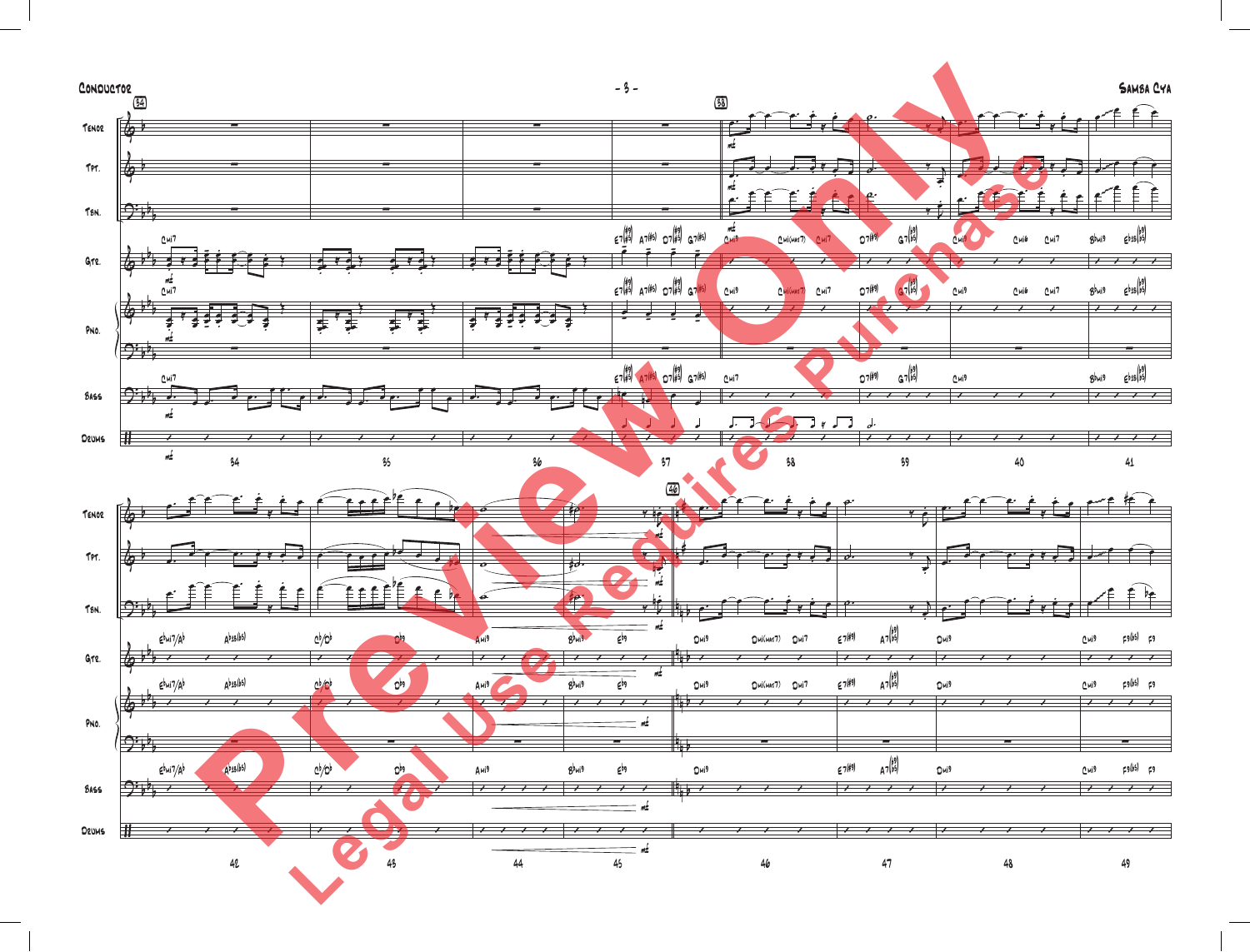**Conductor** — **Samba Cya**

**Preview Only**
**Legal Use Requires Purchase**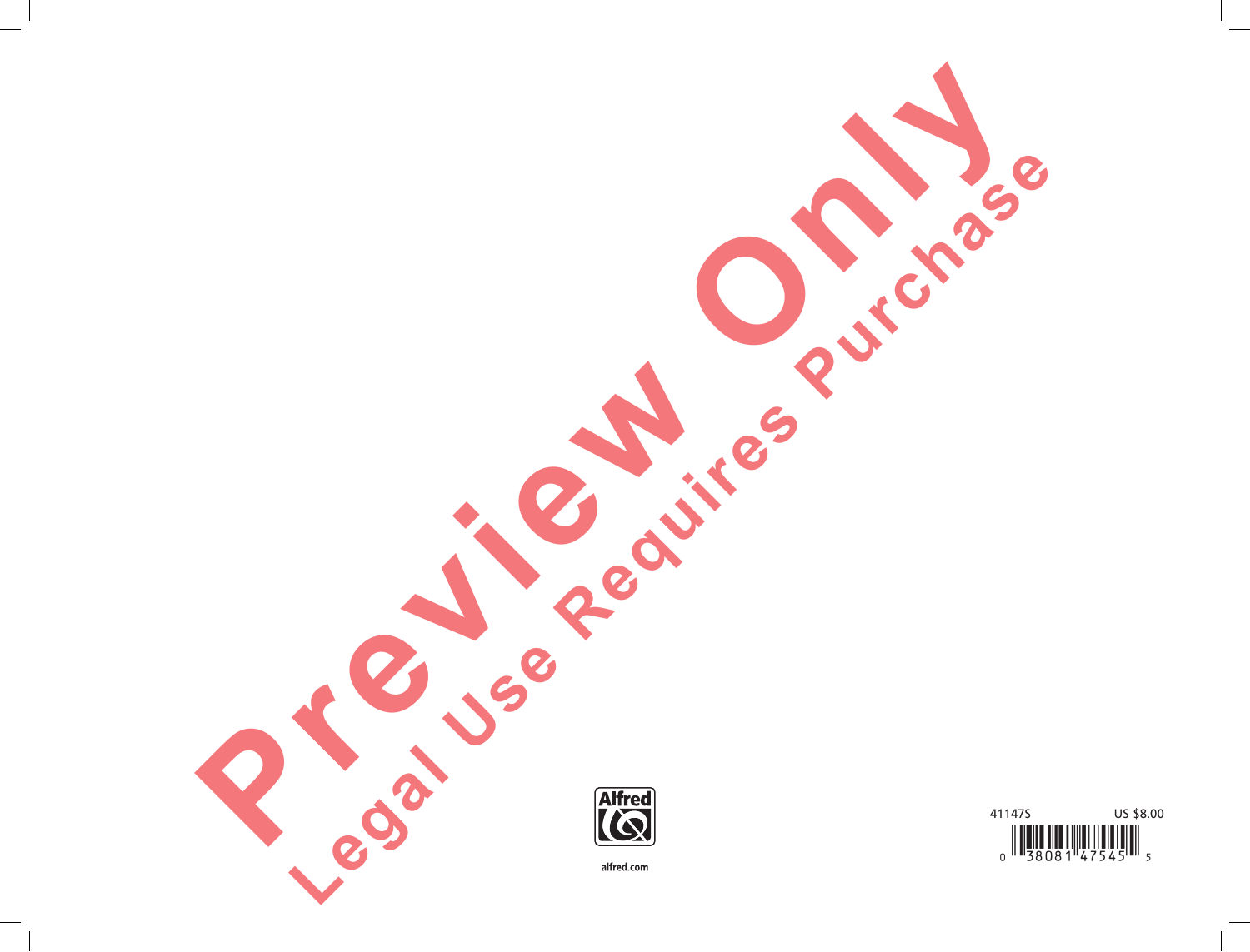Preview Only

Legal Use Requires Purchase

Alfred

alfred.com

41147S

US $8.00

0 38081 47545 5